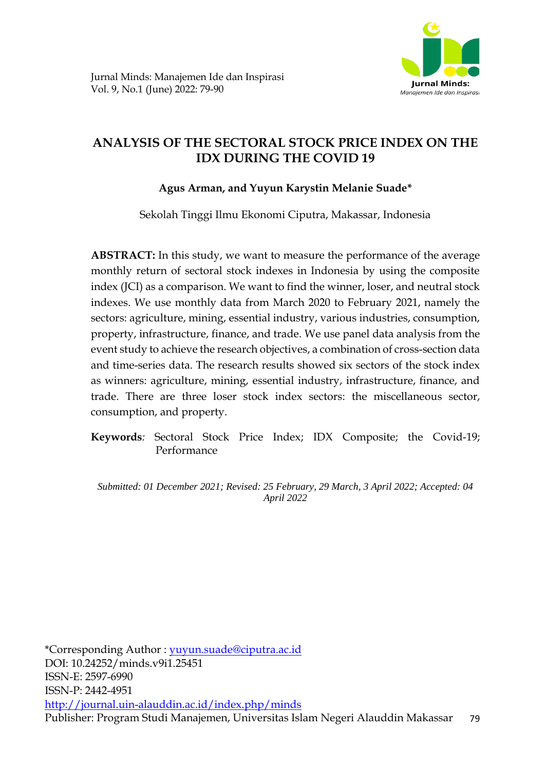# ANALYSIS OF THE SECTORAL STOCK PRICE INDEX ON THE IDX DURING THE COVID 19

**Agus Arman, and Yuyun Karystin Melanie Suade***

Sekolah Tinggi Ilmu Ekonomi Ciputra, Makassar, Indonesia

**ABSTRACT:** In this study, we want to measure the performance of the average monthly return of sectoral stock indexes in Indonesia by using the composite index (JCI) as a comparison. We want to find the winner, loser, and neutral stock indexes. We use monthly data from March 2020 to February 2021, namely the sectors: agriculture, mining, essential industry, various industries, consumption, property, infrastructure, finance, and trade. We use panel data analysis from the event study to achieve the research objectives, a combination of cross-section data and time-series data. The research results showed six sectors of the stock index as winners: agriculture, mining, essential industry, infrastructure, finance, and trade. There are three loser stock index sectors: the miscellaneous sector, consumption, and property.

**Keywords***:* Sectoral Stock Price Index; IDX Composite; the Covid-19; Performance

*Submitted: 01 December 2021; Revised: 25 February, 29 March, 3 April 2022; Accepted: 04 April 2022*

*Corresponding Author : yuyun.suade@ciputra.ac.id
DOI: 10.24252/minds.v9i1.25451
ISSN-E: 2597-6990
ISSN-P: 2442-4951
http://journal.uin-alauddin.ac.id/index.php/minds
Publisher: Program Studi Manajemen, Universitas Islam Negeri Alauddin Makassar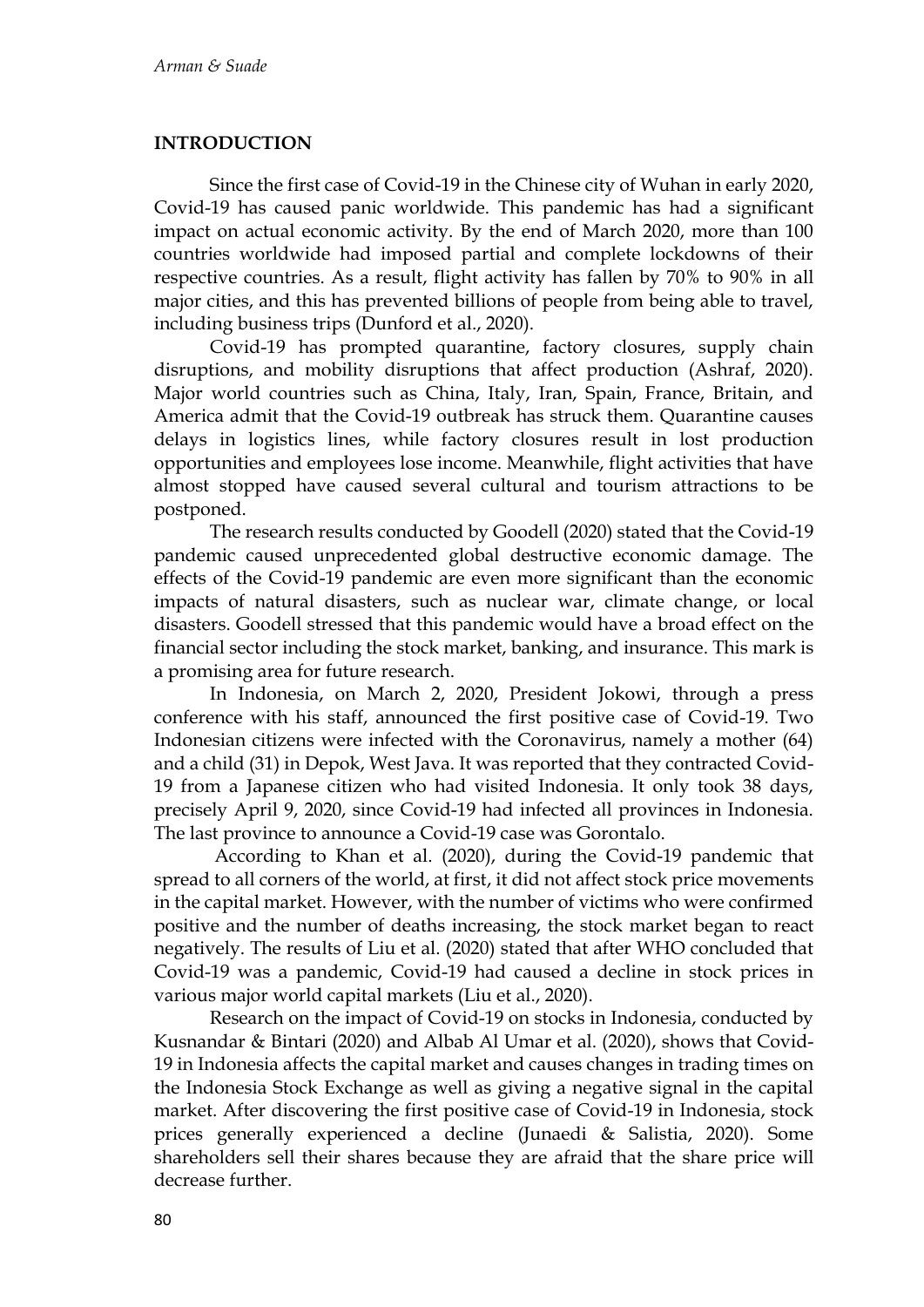## INTRODUCTION

Since the first case of Covid-19 in the Chinese city of Wuhan in early 2020, Covid-19 has caused panic worldwide. This pandemic has had a significant impact on actual economic activity. By the end of March 2020, more than 100 countries worldwide had imposed partial and complete lockdowns of their respective countries. As a result, flight activity has fallen by 70% to 90% in all major cities, and this has prevented billions of people from being able to travel, including business trips (Dunford et al., 2020).

Covid-19 has prompted quarantine, factory closures, supply chain disruptions, and mobility disruptions that affect production (Ashraf, 2020). Major world countries such as China, Italy, Iran, Spain, France, Britain, and America admit that the Covid-19 outbreak has struck them. Quarantine causes delays in logistics lines, while factory closures result in lost production opportunities and employees lose income. Meanwhile, flight activities that have almost stopped have caused several cultural and tourism attractions to be postponed.

The research results conducted by Goodell (2020) stated that the Covid-19 pandemic caused unprecedented global destructive economic damage. The effects of the Covid-19 pandemic are even more significant than the economic impacts of natural disasters, such as nuclear war, climate change, or local disasters. Goodell stressed that this pandemic would have a broad effect on the financial sector including the stock market, banking, and insurance. This mark is a promising area for future research.

In Indonesia, on March 2, 2020, President Jokowi, through a press conference with his staff, announced the first positive case of Covid-19. Two Indonesian citizens were infected with the Coronavirus, namely a mother (64) and a child (31) in Depok, West Java. It was reported that they contracted Covid-19 from a Japanese citizen who had visited Indonesia. It only took 38 days, precisely April 9, 2020, since Covid-19 had infected all provinces in Indonesia. The last province to announce a Covid-19 case was Gorontalo.

According to Khan et al. (2020), during the Covid-19 pandemic that spread to all corners of the world, at first, it did not affect stock price movements in the capital market. However, with the number of victims who were confirmed positive and the number of deaths increasing, the stock market began to react negatively. The results of Liu et al. (2020) stated that after WHO concluded that Covid-19 was a pandemic, Covid-19 had caused a decline in stock prices in various major world capital markets (Liu et al., 2020).

Research on the impact of Covid-19 on stocks in Indonesia, conducted by Kusnandar & Bintari (2020) and Albab Al Umar et al. (2020), shows that Covid-19 in Indonesia affects the capital market and causes changes in trading times on the Indonesia Stock Exchange as well as giving a negative signal in the capital market. After discovering the first positive case of Covid-19 in Indonesia, stock prices generally experienced a decline (Junaedi & Salistia, 2020). Some shareholders sell their shares because they are afraid that the share price will decrease further.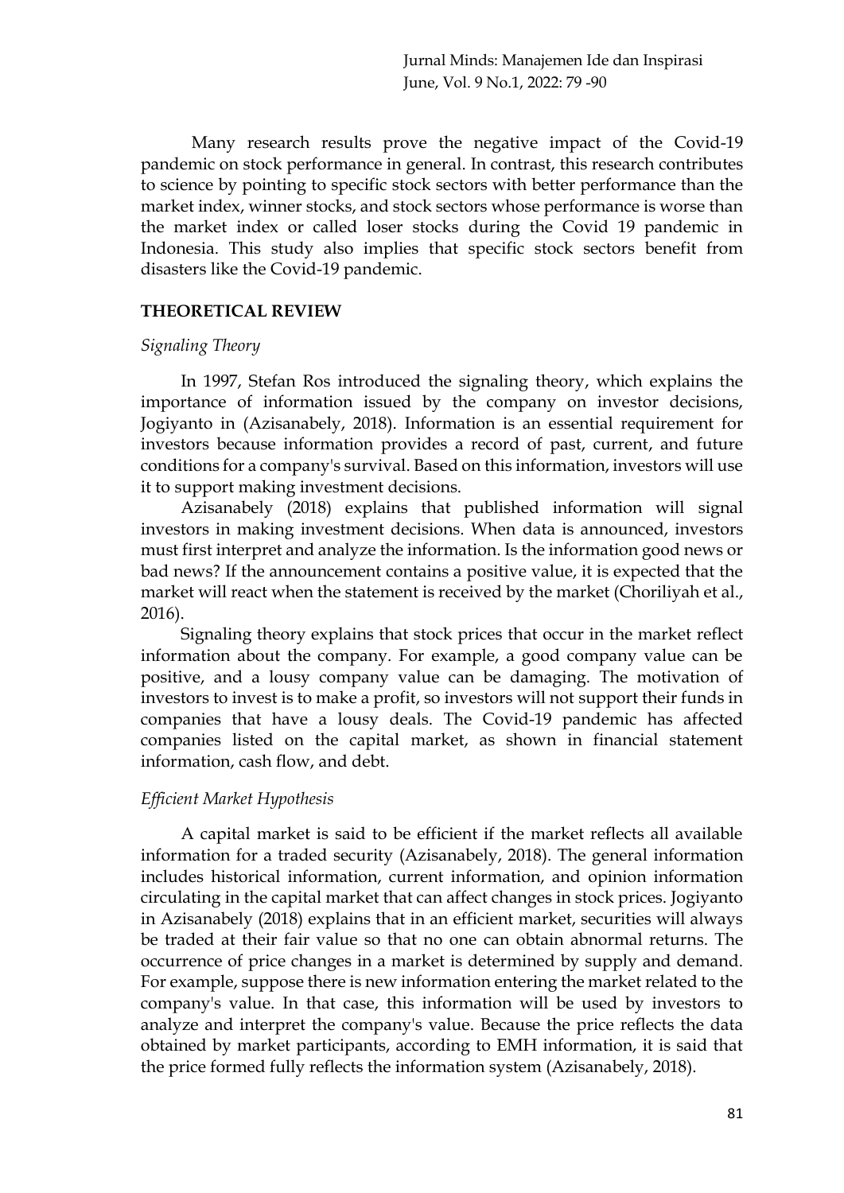Many research results prove the negative impact of the Covid-19 pandemic on stock performance in general. In contrast, this research contributes to science by pointing to specific stock sectors with better performance than the market index, winner stocks, and stock sectors whose performance is worse than the market index or called loser stocks during the Covid 19 pandemic in Indonesia. This study also implies that specific stock sectors benefit from disasters like the Covid-19 pandemic.

## THEORETICAL REVIEW

### *Signaling Theory*

In 1997, Stefan Ros introduced the signaling theory, which explains the importance of information issued by the company on investor decisions, Jogiyanto in (Azisanabely, 2018). Information is an essential requirement for investors because information provides a record of past, current, and future conditions for a company's survival. Based on this information, investors will use it to support making investment decisions.

Azisanabely (2018) explains that published information will signal investors in making investment decisions. When data is announced, investors must first interpret and analyze the information. Is the information good news or bad news? If the announcement contains a positive value, it is expected that the market will react when the statement is received by the market (Choriliyah et al., 2016).

Signaling theory explains that stock prices that occur in the market reflect information about the company. For example, a good company value can be positive, and a lousy company value can be damaging. The motivation of investors to invest is to make a profit, so investors will not support their funds in companies that have a lousy deals. The Covid-19 pandemic has affected companies listed on the capital market, as shown in financial statement information, cash flow, and debt.

### *Efficient Market Hypothesis*

A capital market is said to be efficient if the market reflects all available information for a traded security (Azisanabely, 2018). The general information includes historical information, current information, and opinion information circulating in the capital market that can affect changes in stock prices. Jogiyanto in Azisanabely (2018) explains that in an efficient market, securities will always be traded at their fair value so that no one can obtain abnormal returns. The occurrence of price changes in a market is determined by supply and demand. For example, suppose there is new information entering the market related to the company's value. In that case, this information will be used by investors to analyze and interpret the company's value. Because the price reflects the data obtained by market participants, according to EMH information, it is said that the price formed fully reflects the information system (Azisanabely, 2018).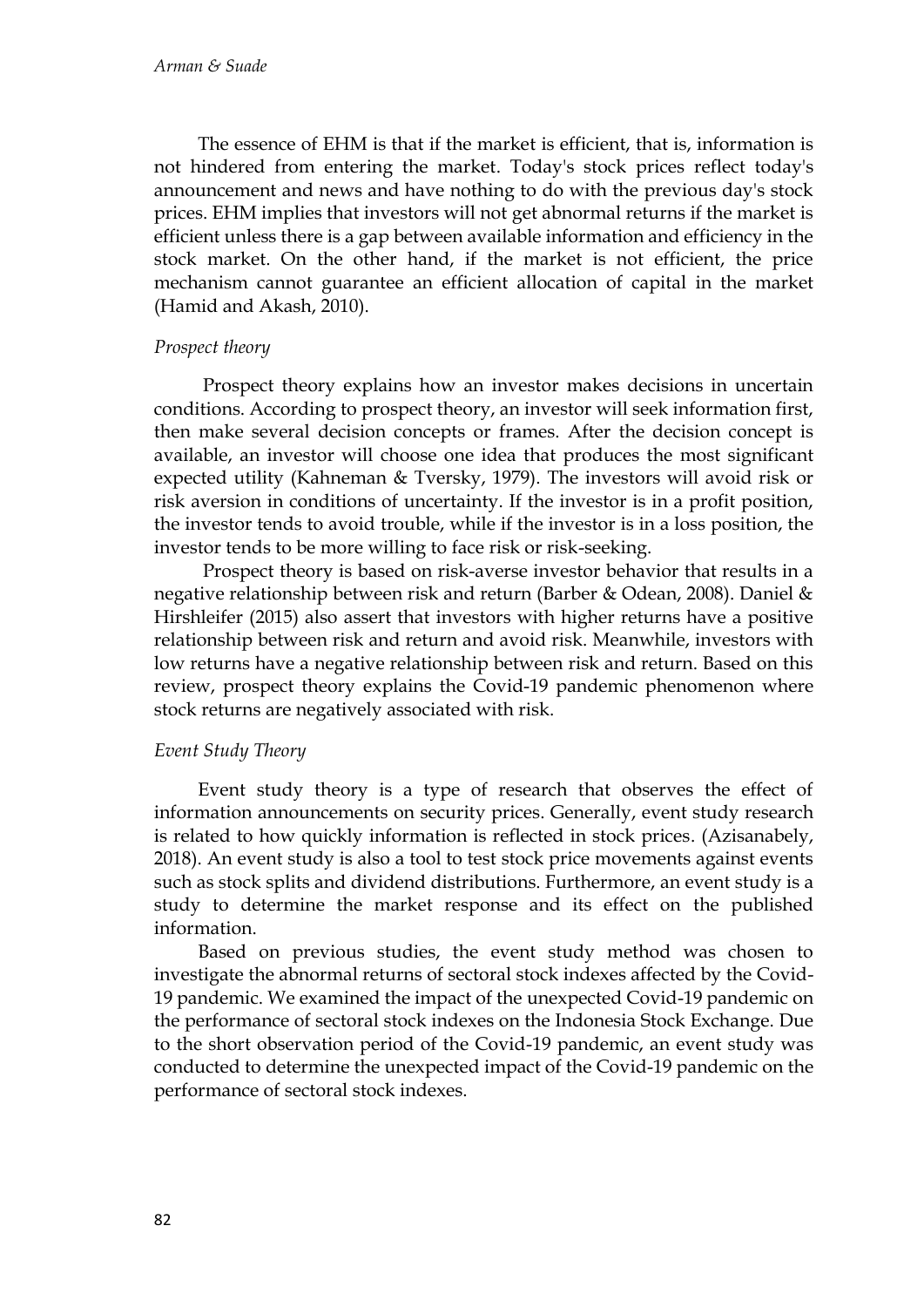The essence of EHM is that if the market is efficient, that is, information is not hindered from entering the market. Today's stock prices reflect today's announcement and news and have nothing to do with the previous day's stock prices. EHM implies that investors will not get abnormal returns if the market is efficient unless there is a gap between available information and efficiency in the stock market. On the other hand, if the market is not efficient, the price mechanism cannot guarantee an efficient allocation of capital in the market (Hamid and Akash, 2010).

### *Prospect theory*

Prospect theory explains how an investor makes decisions in uncertain conditions. According to prospect theory, an investor will seek information first, then make several decision concepts or frames. After the decision concept is available, an investor will choose one idea that produces the most significant expected utility (Kahneman & Tversky, 1979). The investors will avoid risk or risk aversion in conditions of uncertainty. If the investor is in a profit position, the investor tends to avoid trouble, while if the investor is in a loss position, the investor tends to be more willing to face risk or risk-seeking.

Prospect theory is based on risk-averse investor behavior that results in a negative relationship between risk and return (Barber & Odean, 2008). Daniel & Hirshleifer (2015) also assert that investors with higher returns have a positive relationship between risk and return and avoid risk. Meanwhile, investors with low returns have a negative relationship between risk and return. Based on this review, prospect theory explains the Covid-19 pandemic phenomenon where stock returns are negatively associated with risk.

### *Event Study Theory*

Event study theory is a type of research that observes the effect of information announcements on security prices. Generally, event study research is related to how quickly information is reflected in stock prices. (Azisanabely, 2018). An event study is also a tool to test stock price movements against events such as stock splits and dividend distributions. Furthermore, an event study is a study to determine the market response and its effect on the published information.

Based on previous studies, the event study method was chosen to investigate the abnormal returns of sectoral stock indexes affected by the Covid-19 pandemic. We examined the impact of the unexpected Covid-19 pandemic on the performance of sectoral stock indexes on the Indonesia Stock Exchange. Due to the short observation period of the Covid-19 pandemic, an event study was conducted to determine the unexpected impact of the Covid-19 pandemic on the performance of sectoral stock indexes.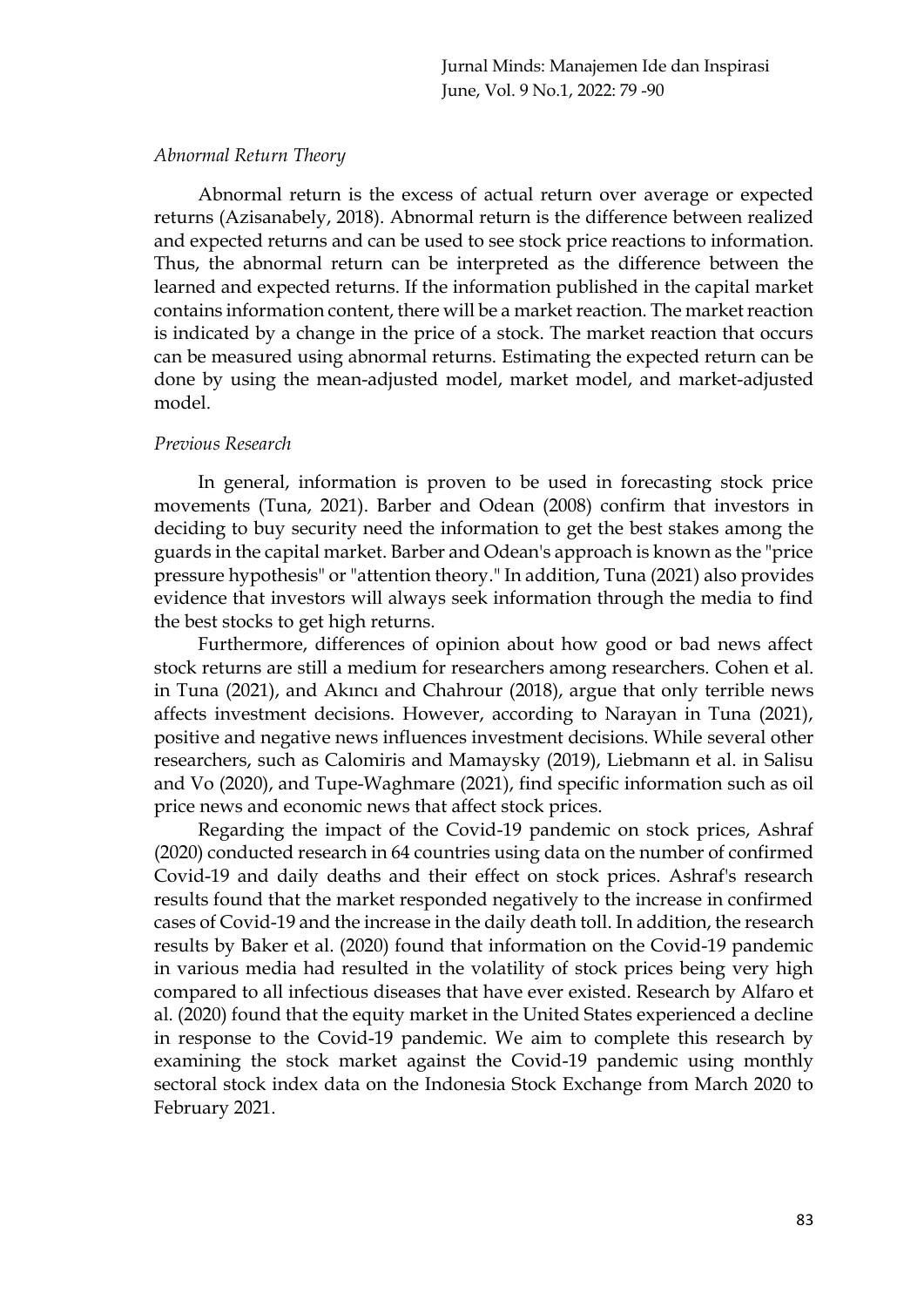*Abnormal Return Theory*

Abnormal return is the excess of actual return over average or expected returns (Azisanabely, 2018). Abnormal return is the difference between realized and expected returns and can be used to see stock price reactions to information. Thus, the abnormal return can be interpreted as the difference between the learned and expected returns. If the information published in the capital market contains information content, there will be a market reaction. The market reaction is indicated by a change in the price of a stock. The market reaction that occurs can be measured using abnormal returns. Estimating the expected return can be done by using the mean-adjusted model, market model, and market-adjusted model.

*Previous Research*

In general, information is proven to be used in forecasting stock price movements (Tuna, 2021). Barber and Odean (2008) confirm that investors in deciding to buy security need the information to get the best stakes among the guards in the capital market. Barber and Odean's approach is known as the "price pressure hypothesis" or "attention theory." In addition, Tuna (2021) also provides evidence that investors will always seek information through the media to find the best stocks to get high returns.

Furthermore, differences of opinion about how good or bad news affect stock returns are still a medium for researchers among researchers. Cohen et al. in Tuna (2021), and Akıncı and Chahrour (2018), argue that only terrible news affects investment decisions. However, according to Narayan in Tuna (2021), positive and negative news influences investment decisions. While several other researchers, such as Calomiris and Mamaysky (2019), Liebmann et al. in Salisu and Vo (2020), and Tupe-Waghmare (2021), find specific information such as oil price news and economic news that affect stock prices.

Regarding the impact of the Covid-19 pandemic on stock prices, Ashraf (2020) conducted research in 64 countries using data on the number of confirmed Covid-19 and daily deaths and their effect on stock prices. Ashraf's research results found that the market responded negatively to the increase in confirmed cases of Covid-19 and the increase in the daily death toll. In addition, the research results by Baker et al. (2020) found that information on the Covid-19 pandemic in various media had resulted in the volatility of stock prices being very high compared to all infectious diseases that have ever existed. Research by Alfaro et al. (2020) found that the equity market in the United States experienced a decline in response to the Covid-19 pandemic. We aim to complete this research by examining the stock market against the Covid-19 pandemic using monthly sectoral stock index data on the Indonesia Stock Exchange from March 2020 to February 2021.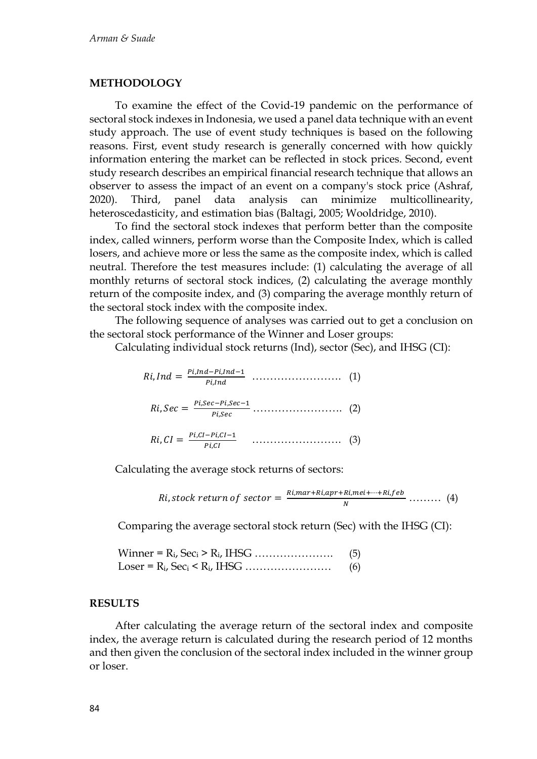## METHODOLOGY

To examine the effect of the Covid-19 pandemic on the performance of sectoral stock indexes in Indonesia, we used a panel data technique with an event study approach. The use of event study techniques is based on the following reasons. First, event study research is generally concerned with how quickly information entering the market can be reflected in stock prices. Second, event study research describes an empirical financial research technique that allows an observer to assess the impact of an event on a company's stock price (Ashraf, 2020). Third, panel data analysis can minimize multicollinearity, heteroscedasticity, and estimation bias (Baltagi, 2005; Wooldridge, 2010).

To find the sectoral stock indexes that perform better than the composite index, called winners, perform worse than the Composite Index, which is called losers, and achieve more or less the same as the composite index, which is called neutral. Therefore the test measures include: (1) calculating the average of all monthly returns of sectoral stock indices, (2) calculating the average monthly return of the composite index, and (3) comparing the average monthly return of the sectoral stock index with the composite index.

The following sequence of analyses was carried out to get a conclusion on the sectoral stock performance of the Winner and Loser groups:

Calculating individual stock returns (Ind), sector (Sec), and IHSG (CI):

$$Ri,Ind = \frac{Pi,Ind - Pi,Ind-1}{Pi,Ind} \quad \ldots\ldots\ldots\ldots\ldots\ldots\ldots\ldots \quad (1)$$

$$Ri,Sec = \frac{Pi,Sec - Pi,Sec-1}{Pi,Sec} \quad \ldots\ldots\ldots\ldots\ldots\ldots\ldots\ldots \quad (2)$$

$$Ri,CI = \frac{Pi,CI - Pi,CI-1}{Pi,CI} \quad \ldots\ldots\ldots\ldots\ldots\ldots\ldots\ldots \quad (3)$$

Calculating the average stock returns of sectors:

$$Ri, stock\ return\ of\ sector = \frac{Ri,mar + Ri,apr + Ri,mei + \cdots + Ri,feb}{N} \quad \ldots\ldots\ldots \quad (4)$$

Comparing the average sectoral stock return (Sec) with the IHSG (CI):

Winner = $R_i$, $Sec_i$ > $R_i$, IHSG …………………. (5)

Loser = $R_i$, $Sec_i$ < $R_i$, IHSG …………………… (6)

## RESULTS

After calculating the average return of the sectoral index and composite index, the average return is calculated during the research period of 12 months and then given the conclusion of the sectoral index included in the winner group or loser.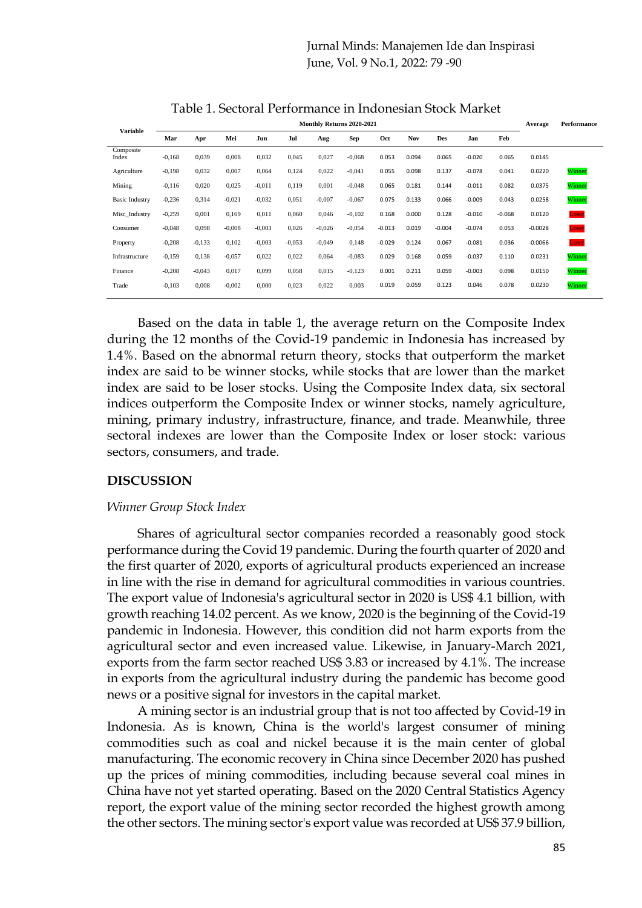Table 1. Sectoral Performance in Indonesian Stock Market

| Variable | Monthly Returns 2020-2021 | | | | | | | | | | | | Average | Performance |
|---|---|---|---|---|---|---|---|---|---|---|---|---|---|---|
| | Mar | Apr | Mei | Jun | Jul | Aug | Sep | Oct | Nov | Des | Jan | Feb | | |
| Composite Index | -0,168 | 0,039 | 0,008 | 0,032 | 0,045 | 0,027 | -0,068 | 0.053 | 0.094 | 0.065 | -0.020 | 0.065 | 0.0145 | |
| Agriculture | -0,198 | 0,032 | 0,007 | 0,064 | 0,124 | 0,022 | -0,041 | 0.055 | 0.098 | 0.137 | -0.078 | 0.041 | 0.0220 | Winner |
| Mining | -0,116 | 0,020 | 0,025 | -0,011 | 0,119 | 0,001 | -0,048 | 0.065 | 0.181 | 0.144 | -0.011 | 0.082 | 0.0375 | Winner |
| Basic Industry | -0,236 | 0,314 | -0,021 | -0,032 | 0,051 | -0,007 | -0,067 | 0.075 | 0.133 | 0.066 | -0.009 | 0.043 | 0.0258 | Winner |
| Misc_Industry | -0,259 | 0,001 | 0,169 | 0,011 | 0,060 | 0,046 | -0,102 | 0.168 | 0.000 | 0.128 | -0.010 | -0.068 | 0.0120 | Loser |
| Consumer | -0,048 | 0,098 | -0,008 | -0,003 | 0,026 | -0,026 | -0,054 | -0.013 | 0.019 | -0.004 | -0.074 | 0.053 | -0.0028 | Loser |
| Property | -0,208 | -0,133 | 0,102 | -0,003 | -0,053 | -0,049 | 0,148 | -0.029 | 0.124 | 0.067 | -0.081 | 0.036 | -0.0066 | Loser |
| Infrastructure | -0,159 | 0,138 | -0,057 | 0,022 | 0,022 | 0,064 | -0,083 | 0.029 | 0.168 | 0.059 | -0.037 | 0.110 | 0.0231 | Winner |
| Finance | -0,208 | -0,043 | 0,017 | 0,099 | 0,058 | 0,015 | -0,123 | 0.001 | 0.211 | 0.059 | -0.003 | 0.098 | 0.0150 | Winner |
| Trade | -0,103 | 0,008 | -0,002 | 0,000 | 0,023 | 0,022 | 0,003 | 0.019 | 0.059 | 0.123 | 0.046 | 0.078 | 0.0230 | Winner |

Based on the data in table 1, the average return on the Composite Index during the 12 months of the Covid-19 pandemic in Indonesia has increased by 1.4%. Based on the abnormal return theory, stocks that outperform the market index are said to be winner stocks, while stocks that are lower than the market index are said to be loser stocks. Using the Composite Index data, six sectoral indices outperform the Composite Index or winner stocks, namely agriculture, mining, primary industry, infrastructure, finance, and trade. Meanwhile, three sectoral indexes are lower than the Composite Index or loser stock: various sectors, consumers, and trade.

## DISCUSSION

### *Winner Group Stock Index*

Shares of agricultural sector companies recorded a reasonably good stock performance during the Covid 19 pandemic. During the fourth quarter of 2020 and the first quarter of 2020, exports of agricultural products experienced an increase in line with the rise in demand for agricultural commodities in various countries. The export value of Indonesia's agricultural sector in 2020 is US$ 4.1 billion, with growth reaching 14.02 percent. As we know, 2020 is the beginning of the Covid-19 pandemic in Indonesia. However, this condition did not harm exports from the agricultural sector and even increased value. Likewise, in January-March 2021, exports from the farm sector reached US$ 3.83 or increased by 4.1%. The increase in exports from the agricultural industry during the pandemic has become good news or a positive signal for investors in the capital market.

A mining sector is an industrial group that is not too affected by Covid-19 in Indonesia. As is known, China is the world's largest consumer of mining commodities such as coal and nickel because it is the main center of global manufacturing. The economic recovery in China since December 2020 has pushed up the prices of mining commodities, including because several coal mines in China have not yet started operating. Based on the 2020 Central Statistics Agency report, the export value of the mining sector recorded the highest growth among the other sectors. The mining sector's export value was recorded at US$ 37.9 billion,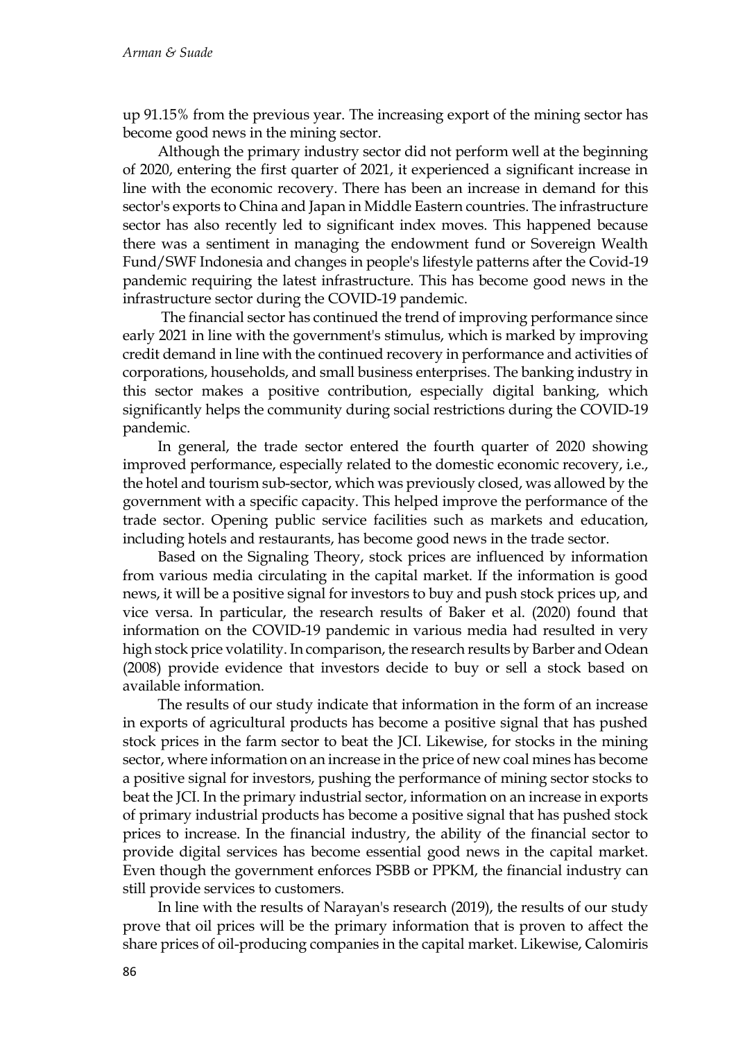up 91.15% from the previous year. The increasing export of the mining sector has become good news in the mining sector.

Although the primary industry sector did not perform well at the beginning of 2020, entering the first quarter of 2021, it experienced a significant increase in line with the economic recovery. There has been an increase in demand for this sector's exports to China and Japan in Middle Eastern countries. The infrastructure sector has also recently led to significant index moves. This happened because there was a sentiment in managing the endowment fund or Sovereign Wealth Fund/SWF Indonesia and changes in people's lifestyle patterns after the Covid-19 pandemic requiring the latest infrastructure. This has become good news in the infrastructure sector during the COVID-19 pandemic.

The financial sector has continued the trend of improving performance since early 2021 in line with the government's stimulus, which is marked by improving credit demand in line with the continued recovery in performance and activities of corporations, households, and small business enterprises. The banking industry in this sector makes a positive contribution, especially digital banking, which significantly helps the community during social restrictions during the COVID-19 pandemic.

In general, the trade sector entered the fourth quarter of 2020 showing improved performance, especially related to the domestic economic recovery, i.e., the hotel and tourism sub-sector, which was previously closed, was allowed by the government with a specific capacity. This helped improve the performance of the trade sector. Opening public service facilities such as markets and education, including hotels and restaurants, has become good news in the trade sector.

Based on the Signaling Theory, stock prices are influenced by information from various media circulating in the capital market. If the information is good news, it will be a positive signal for investors to buy and push stock prices up, and vice versa. In particular, the research results of Baker et al. (2020) found that information on the COVID-19 pandemic in various media had resulted in very high stock price volatility. In comparison, the research results by Barber and Odean (2008) provide evidence that investors decide to buy or sell a stock based on available information.

The results of our study indicate that information in the form of an increase in exports of agricultural products has become a positive signal that has pushed stock prices in the farm sector to beat the JCI. Likewise, for stocks in the mining sector, where information on an increase in the price of new coal mines has become a positive signal for investors, pushing the performance of mining sector stocks to beat the JCI. In the primary industrial sector, information on an increase in exports of primary industrial products has become a positive signal that has pushed stock prices to increase. In the financial industry, the ability of the financial sector to provide digital services has become essential good news in the capital market. Even though the government enforces PSBB or PPKM, the financial industry can still provide services to customers.

In line with the results of Narayan's research (2019), the results of our study prove that oil prices will be the primary information that is proven to affect the share prices of oil-producing companies in the capital market. Likewise, Calomiris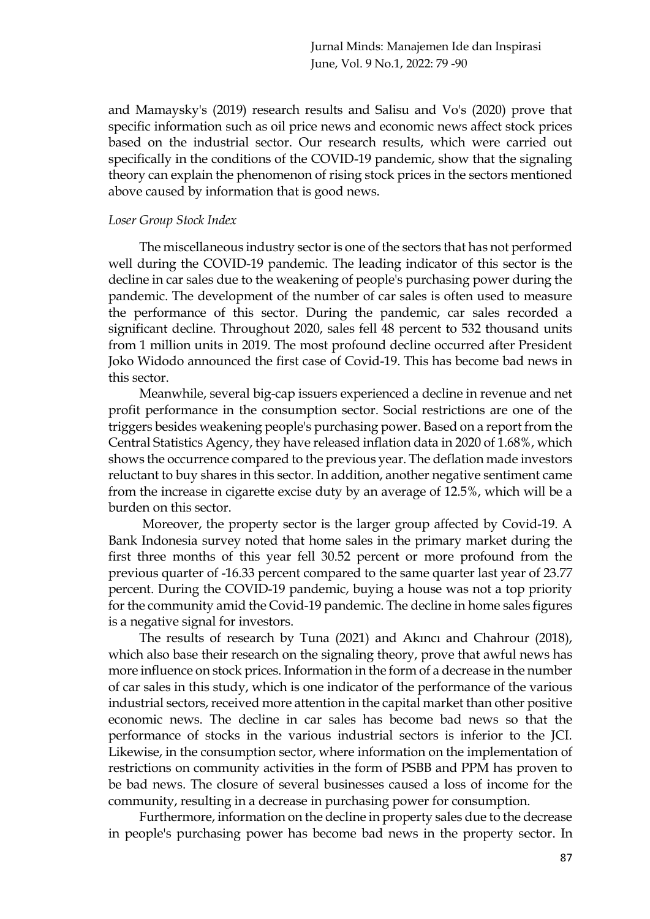and Mamaysky's (2019) research results and Salisu and Vo's (2020) prove that specific information such as oil price news and economic news affect stock prices based on the industrial sector. Our research results, which were carried out specifically in the conditions of the COVID-19 pandemic, show that the signaling theory can explain the phenomenon of rising stock prices in the sectors mentioned above caused by information that is good news.

*Loser Group Stock Index*

The miscellaneous industry sector is one of the sectors that has not performed well during the COVID-19 pandemic. The leading indicator of this sector is the decline in car sales due to the weakening of people's purchasing power during the pandemic. The development of the number of car sales is often used to measure the performance of this sector. During the pandemic, car sales recorded a significant decline. Throughout 2020, sales fell 48 percent to 532 thousand units from 1 million units in 2019. The most profound decline occurred after President Joko Widodo announced the first case of Covid-19. This has become bad news in this sector.

Meanwhile, several big-cap issuers experienced a decline in revenue and net profit performance in the consumption sector. Social restrictions are one of the triggers besides weakening people's purchasing power. Based on a report from the Central Statistics Agency, they have released inflation data in 2020 of 1.68%, which shows the occurrence compared to the previous year. The deflation made investors reluctant to buy shares in this sector. In addition, another negative sentiment came from the increase in cigarette excise duty by an average of 12.5%, which will be a burden on this sector.

Moreover, the property sector is the larger group affected by Covid-19. A Bank Indonesia survey noted that home sales in the primary market during the first three months of this year fell 30.52 percent or more profound from the previous quarter of -16.33 percent compared to the same quarter last year of 23.77 percent. During the COVID-19 pandemic, buying a house was not a top priority for the community amid the Covid-19 pandemic. The decline in home sales figures is a negative signal for investors.

The results of research by Tuna (2021) and Akıncı and Chahrour (2018), which also base their research on the signaling theory, prove that awful news has more influence on stock prices. Information in the form of a decrease in the number of car sales in this study, which is one indicator of the performance of the various industrial sectors, received more attention in the capital market than other positive economic news. The decline in car sales has become bad news so that the performance of stocks in the various industrial sectors is inferior to the JCI. Likewise, in the consumption sector, where information on the implementation of restrictions on community activities in the form of PSBB and PPM has proven to be bad news. The closure of several businesses caused a loss of income for the community, resulting in a decrease in purchasing power for consumption.

Furthermore, information on the decline in property sales due to the decrease in people's purchasing power has become bad news in the property sector. In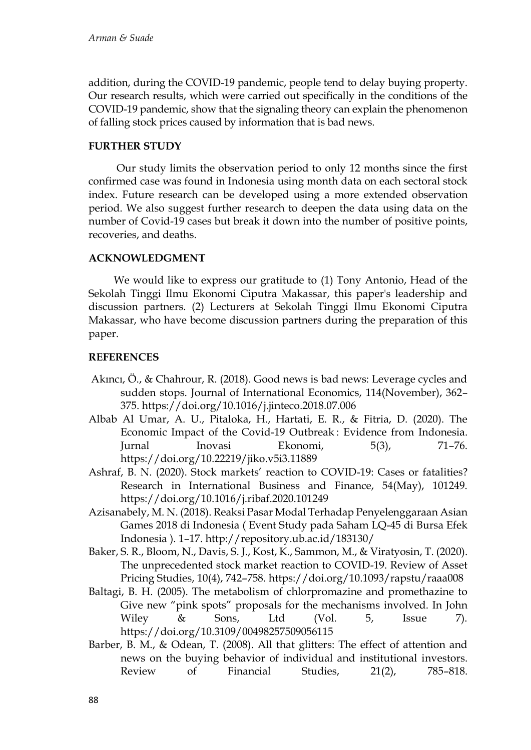addition, during the COVID-19 pandemic, people tend to delay buying property. Our research results, which were carried out specifically in the conditions of the COVID-19 pandemic, show that the signaling theory can explain the phenomenon of falling stock prices caused by information that is bad news.

## FURTHER STUDY

Our study limits the observation period to only 12 months since the first confirmed case was found in Indonesia using month data on each sectoral stock index. Future research can be developed using a more extended observation period. We also suggest further research to deepen the data using data on the number of Covid-19 cases but break it down into the number of positive points, recoveries, and deaths.

## ACKNOWLEDGMENT

We would like to express our gratitude to (1) Tony Antonio, Head of the Sekolah Tinggi Ilmu Ekonomi Ciputra Makassar, this paper's leadership and discussion partners. (2) Lecturers at Sekolah Tinggi Ilmu Ekonomi Ciputra Makassar, who have become discussion partners during the preparation of this paper.

## REFERENCES

Akıncı, Ö., & Chahrour, R. (2018). Good news is bad news: Leverage cycles and sudden stops. Journal of International Economics, 114(November), 362–375. https://doi.org/10.1016/j.jinteco.2018.07.006

Albab Al Umar, A. U., Pitaloka, H., Hartati, E. R., & Fitria, D. (2020). The Economic Impact of the Covid-19 Outbreak : Evidence from Indonesia. Jurnal Inovasi Ekonomi, 5(3), 71–76. https://doi.org/10.22219/jiko.v5i3.11889

Ashraf, B. N. (2020). Stock markets' reaction to COVID-19: Cases or fatalities? Research in International Business and Finance, 54(May), 101249. https://doi.org/10.1016/j.ribaf.2020.101249

Azisanabely, M. N. (2018). Reaksi Pasar Modal Terhadap Penyelenggaraan Asian Games 2018 di Indonesia ( Event Study pada Saham LQ-45 di Bursa Efek Indonesia ). 1–17. http://repository.ub.ac.id/183130/

Baker, S. R., Bloom, N., Davis, S. J., Kost, K., Sammon, M., & Viratyosin, T. (2020). The unprecedented stock market reaction to COVID-19. Review of Asset Pricing Studies, 10(4), 742–758. https://doi.org/10.1093/rapstu/raaa008

Baltagi, B. H. (2005). The metabolism of chlorpromazine and promethazine to Give new "pink spots" proposals for the mechanisms involved. In John Wiley & Sons, Ltd (Vol. 5, Issue 7). https://doi.org/10.3109/00498257509056115

Barber, B. M., & Odean, T. (2008). All that glitters: The effect of attention and news on the buying behavior of individual and institutional investors. Review of Financial Studies, 21(2), 785–818.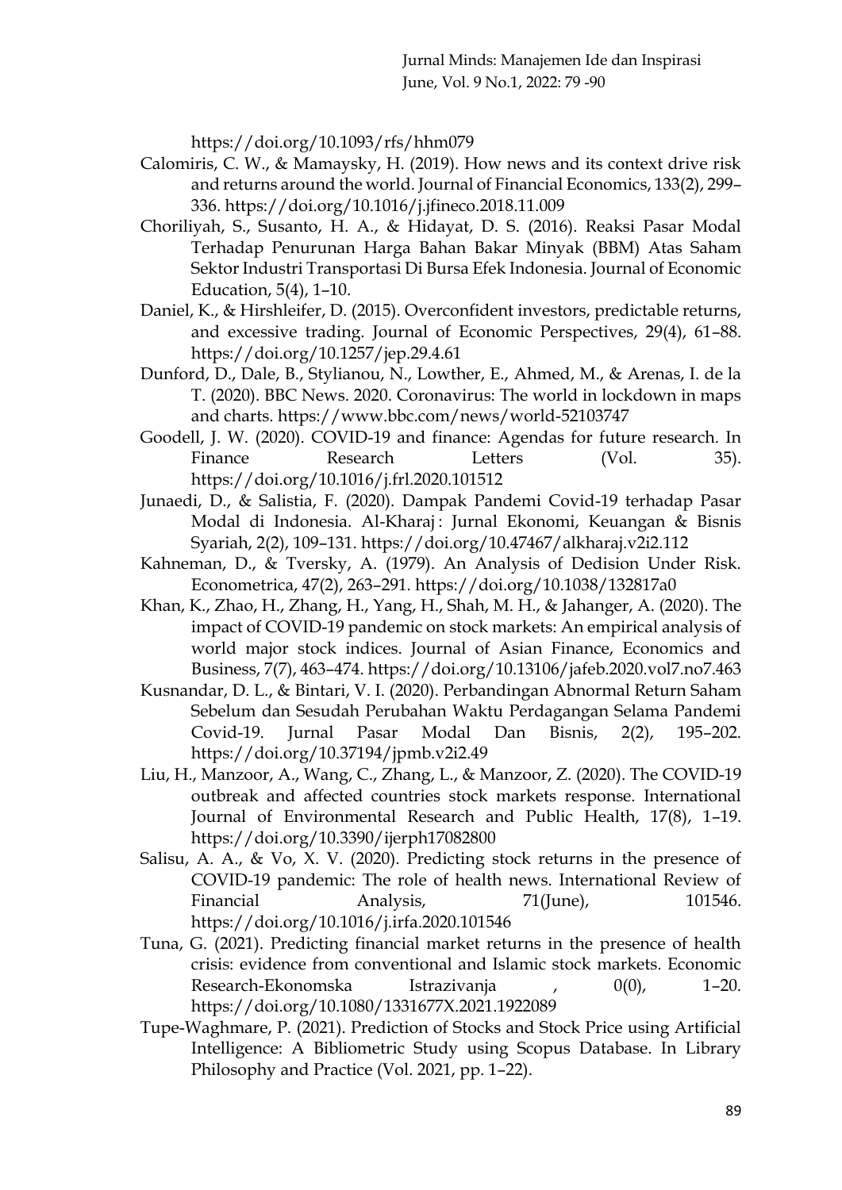https://doi.org/10.1093/rfs/hhm079

Calomiris, C. W., & Mamaysky, H. (2019). How news and its context drive risk and returns around the world. Journal of Financial Economics, 133(2), 299–336. https://doi.org/10.1016/j.jfineco.2018.11.009

Choriliyah, S., Susanto, H. A., & Hidayat, D. S. (2016). Reaksi Pasar Modal Terhadap Penurunan Harga Bahan Bakar Minyak (BBM) Atas Saham Sektor Industri Transportasi Di Bursa Efek Indonesia. Journal of Economic Education, 5(4), 1–10.

Daniel, K., & Hirshleifer, D. (2015). Overconfident investors, predictable returns, and excessive trading. Journal of Economic Perspectives, 29(4), 61–88. https://doi.org/10.1257/jep.29.4.61

Dunford, D., Dale, B., Stylianou, N., Lowther, E., Ahmed, M., & Arenas, I. de la T. (2020). BBC News. 2020. Coronavirus: The world in lockdown in maps and charts. https://www.bbc.com/news/world-52103747

Goodell, J. W. (2020). COVID-19 and finance: Agendas for future research. In Finance Research Letters (Vol. 35). https://doi.org/10.1016/j.frl.2020.101512

Junaedi, D., & Salistia, F. (2020). Dampak Pandemi Covid-19 terhadap Pasar Modal di Indonesia. Al-Kharaj : Jurnal Ekonomi, Keuangan & Bisnis Syariah, 2(2), 109–131. https://doi.org/10.47467/alkharaj.v2i2.112

Kahneman, D., & Tversky, A. (1979). An Analysis of Dedision Under Risk. Econometrica, 47(2), 263–291. https://doi.org/10.1038/132817a0

Khan, K., Zhao, H., Zhang, H., Yang, H., Shah, M. H., & Jahanger, A. (2020). The impact of COVID-19 pandemic on stock markets: An empirical analysis of world major stock indices. Journal of Asian Finance, Economics and Business, 7(7), 463–474. https://doi.org/10.13106/jafeb.2020.vol7.no7.463

Kusnandar, D. L., & Bintari, V. I. (2020). Perbandingan Abnormal Return Saham Sebelum dan Sesudah Perubahan Waktu Perdagangan Selama Pandemi Covid-19. Jurnal Pasar Modal Dan Bisnis, 2(2), 195–202. https://doi.org/10.37194/jpmb.v2i2.49

Liu, H., Manzoor, A., Wang, C., Zhang, L., & Manzoor, Z. (2020). The COVID-19 outbreak and affected countries stock markets response. International Journal of Environmental Research and Public Health, 17(8), 1–19. https://doi.org/10.3390/ijerph17082800

Salisu, A. A., & Vo, X. V. (2020). Predicting stock returns in the presence of COVID-19 pandemic: The role of health news. International Review of Financial Analysis, 71(June), 101546. https://doi.org/10.1016/j.irfa.2020.101546

Tuna, G. (2021). Predicting financial market returns in the presence of health crisis: evidence from conventional and Islamic stock markets. Economic Research-Ekonomska Istrazivanja , 0(0), 1–20. https://doi.org/10.1080/1331677X.2021.1922089

Tupe-Waghmare, P. (2021). Prediction of Stocks and Stock Price using Artificial Intelligence: A Bibliometric Study using Scopus Database. In Library Philosophy and Practice (Vol. 2021, pp. 1–22).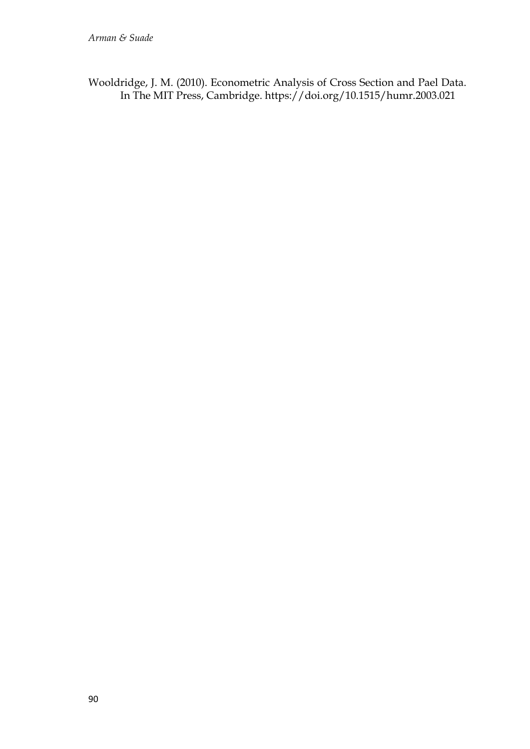Wooldridge, J. M. (2010). Econometric Analysis of Cross Section and Pael Data. In The MIT Press, Cambridge. https://doi.org/10.1515/humr.2003.021